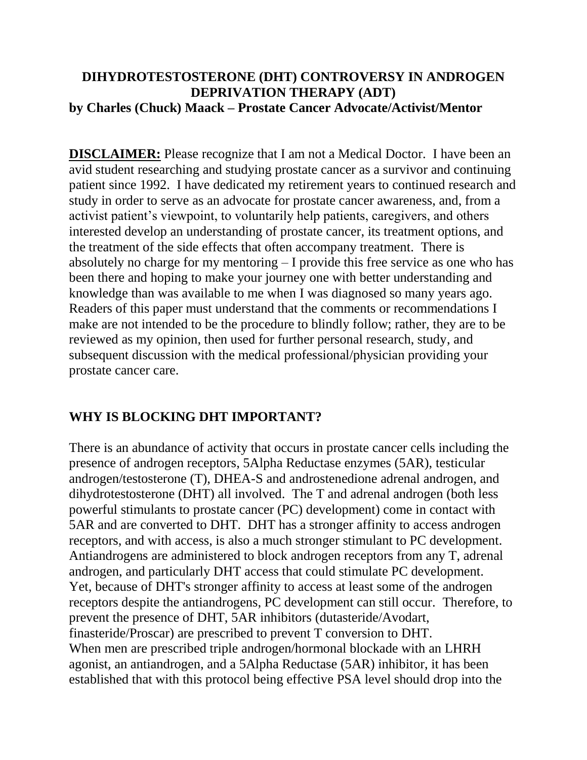# DIHYDROTESTOSTERONE (DHT) CONTROVERSY IN ANDROGEN DEPRIVATION THERAPY (ADT)

**by Charles (Chuck) Maack – Prostate Cancer Advocate/Activist/Mentor**

**DISCLAIMER:** Please recognize that I am not a Medical Doctor. I have been an avid student researching and studying prostate cancer as a survivor and continuing patient since 1992. I have dedicated my retirement years to continued research and study in order to serve as an advocate for prostate cancer awareness, and, from a activist patient's viewpoint, to voluntarily help patients, caregivers, and others interested develop an understanding of prostate cancer, its treatment options, and the treatment of the side effects that often accompany treatment. There is absolutely no charge for my mentoring – I provide this free service as one who has been there and hoping to make your journey one with better understanding and knowledge than was available to me when I was diagnosed so many years ago. Readers of this paper must understand that the comments or recommendations I make are not intended to be the procedure to blindly follow; rather, they are to be reviewed as my opinion, then used for further personal research, study, and subsequent discussion with the medical professional/physician providing your prostate cancer care.

## WHY IS BLOCKING DHT IMPORTANT?

There is an abundance of activity that occurs in prostate cancer cells including the presence of androgen receptors, 5Alpha Reductase enzymes (5AR), testicular androgen/testosterone (T), DHEA-S and androstenedione adrenal androgen, and dihydrotestosterone (DHT) all involved. The T and adrenal androgen (both less powerful stimulants to prostate cancer (PC) development) come in contact with 5AR and are converted to DHT. DHT has a stronger affinity to access androgen receptors, and with access, is also a much stronger stimulant to PC development. Antiandrogens are administered to block androgen receptors from any T, adrenal androgen, and particularly DHT access that could stimulate PC development. Yet, because of DHT's stronger affinity to access at least some of the androgen receptors despite the antiandrogens, PC development can still occur. Therefore, to prevent the presence of DHT, 5AR inhibitors (dutasteride/Avodart, finasteride/Proscar) are prescribed to prevent T conversion to DHT.
When men are prescribed triple androgen/hormonal blockade with an LHRH agonist, an antiandrogen, and a 5Alpha Reductase (5AR) inhibitor, it has been established that with this protocol being effective PSA level should drop into the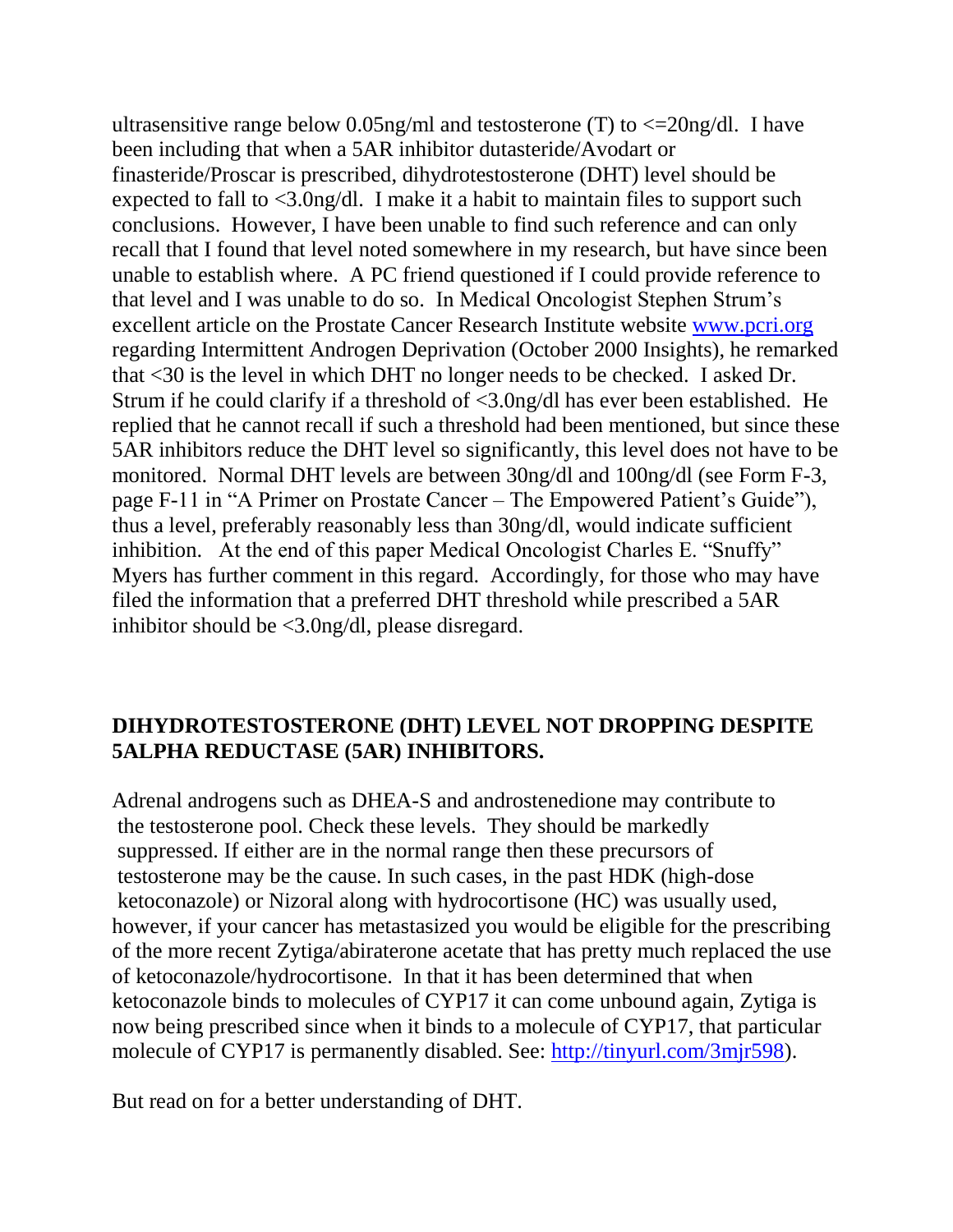ultrasensitive range below 0.05ng/ml and testosterone (T) to <=20ng/dl. I have been including that when a 5AR inhibitor dutasteride/Avodart or finasteride/Proscar is prescribed, dihydrotestosterone (DHT) level should be expected to fall to <3.0ng/dl. I make it a habit to maintain files to support such conclusions. However, I have been unable to find such reference and can only recall that I found that level noted somewhere in my research, but have since been unable to establish where. A PC friend questioned if I could provide reference to that level and I was unable to do so. In Medical Oncologist Stephen Strum's excellent article on the Prostate Cancer Research Institute website [www.pcri.org](http://www.pcri.org) regarding Intermittent Androgen Deprivation (October 2000 Insights), he remarked that <30 is the level in which DHT no longer needs to be checked. I asked Dr. Strum if he could clarify if a threshold of <3.0ng/dl has ever been established. He replied that he cannot recall if such a threshold had been mentioned, but since these 5AR inhibitors reduce the DHT level so significantly, this level does not have to be monitored. Normal DHT levels are between 30ng/dl and 100ng/dl (see Form F-3, page F-11 in "A Primer on Prostate Cancer – The Empowered Patient's Guide"), thus a level, preferably reasonably less than 30ng/dl, would indicate sufficient inhibition. At the end of this paper Medical Oncologist Charles E. "Snuffy" Myers has further comment in this regard. Accordingly, for those who may have filed the information that a preferred DHT threshold while prescribed a 5AR inhibitor should be <3.0ng/dl, please disregard.

## DIHYDROTESTOSTERONE (DHT) LEVEL NOT DROPPING DESPITE 5ALPHA REDUCTASE (5AR) INHIBITORS.

Adrenal androgens such as DHEA-S and androstenedione may contribute to the testosterone pool. Check these levels. They should be markedly suppressed. If either are in the normal range then these precursors of testosterone may be the cause. In such cases, in the past HDK (high-dose ketoconazole) or Nizoral along with hydrocortisone (HC) was usually used, however, if your cancer has metastasized you would be eligible for the prescribing of the more recent Zytiga/abiraterone acetate that has pretty much replaced the use of ketoconazole/hydrocortisone. In that it has been determined that when ketoconazole binds to molecules of CYP17 it can come unbound again, Zytiga is now being prescribed since when it binds to a molecule of CYP17, that particular molecule of CYP17 is permanently disabled. See: [http://tinyurl.com/3mjr598](http://tinyurl.com/3mjr598)).

But read on for a better understanding of DHT.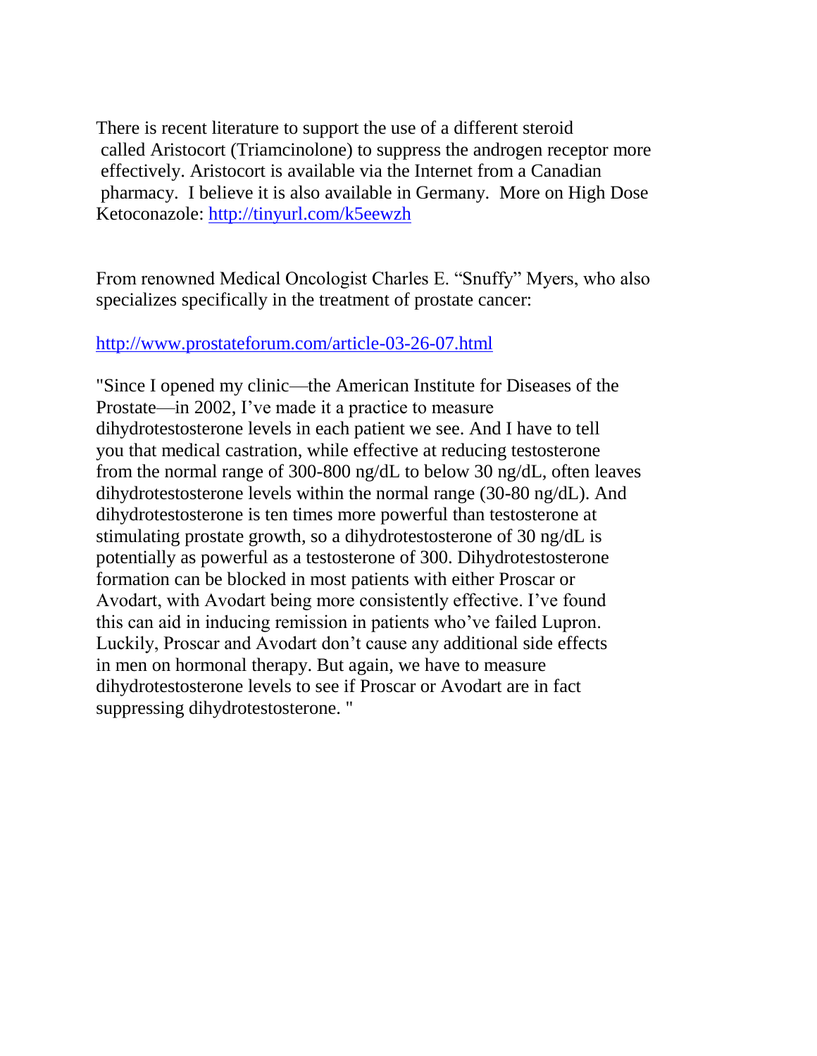There is recent literature to support the use of a different steroid called Aristocort (Triamcinolone) to suppress the androgen receptor more effectively. Aristocort is available via the Internet from a Canadian pharmacy. I believe it is also available in Germany. More on High Dose Ketoconazole: http://tinyurl.com/k5eewzh

From renowned Medical Oncologist Charles E. "Snuffy" Myers, who also specializes specifically in the treatment of prostate cancer:

http://www.prostateforum.com/article-03-26-07.html

"Since I opened my clinic—the American Institute for Diseases of the Prostate—in 2002, I've made it a practice to measure dihydrotestosterone levels in each patient we see. And I have to tell you that medical castration, while effective at reducing testosterone from the normal range of 300-800 ng/dL to below 30 ng/dL, often leaves dihydrotestosterone levels within the normal range (30-80 ng/dL). And dihydrotestosterone is ten times more powerful than testosterone at stimulating prostate growth, so a dihydrotestosterone of 30 ng/dL is potentially as powerful as a testosterone of 300. Dihydrotestosterone formation can be blocked in most patients with either Proscar or Avodart, with Avodart being more consistently effective. I've found this can aid in inducing remission in patients who've failed Lupron. Luckily, Proscar and Avodart don't cause any additional side effects in men on hormonal therapy. But again, we have to measure dihydrotestosterone levels to see if Proscar or Avodart are in fact suppressing dihydrotestosterone. "